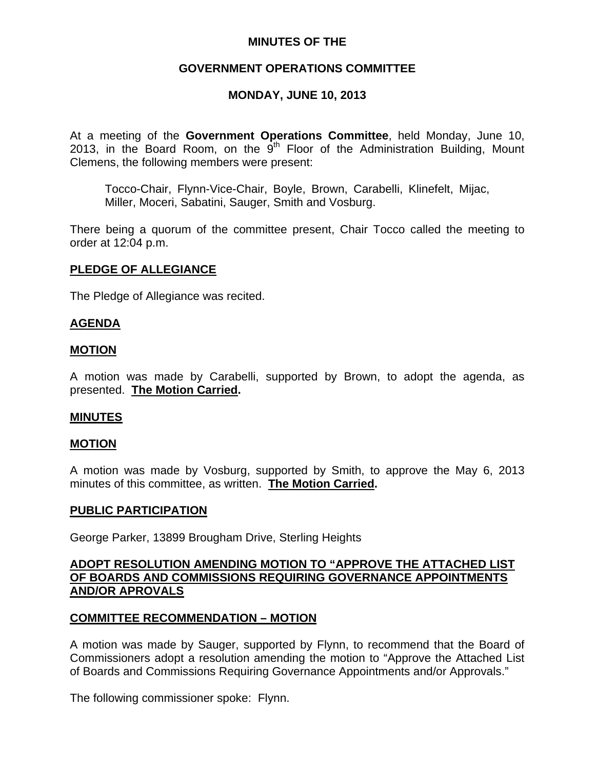**MINUTES OF THE**

**GOVERNMENT OPERATIONS COMMITTEE**

**MONDAY, JUNE 10, 2013**

At a meeting of the **Government Operations Committee**, held Monday, June 10, 2013, in the Board Room, on the 9th Floor of the Administration Building, Mount Clemens, the following members were present:

> Tocco-Chair, Flynn-Vice-Chair, Boyle, Brown, Carabelli, Klinefelt, Mijac, Miller, Moceri, Sabatini, Sauger, Smith and Vosburg.

There being a quorum of the committee present, Chair Tocco called the meeting to order at 12:04 p.m.

**PLEDGE OF ALLEGIANCE**

The Pledge of Allegiance was recited.

**AGENDA**

**MOTION**

A motion was made by Carabelli, supported by Brown, to adopt the agenda, as presented. **The Motion Carried.**

**MINUTES**

**MOTION**

A motion was made by Vosburg, supported by Smith, to approve the May 6, 2013 minutes of this committee, as written. **The Motion Carried.**

**PUBLIC PARTICIPATION**

George Parker, 13899 Brougham Drive, Sterling Heights

**ADOPT RESOLUTION AMENDING MOTION TO "APPROVE THE ATTACHED LIST OF BOARDS AND COMMISSIONS REQUIRING GOVERNANCE APPOINTMENTS AND/OR APROVALS**

**COMMITTEE RECOMMENDATION – MOTION**

A motion was made by Sauger, supported by Flynn, to recommend that the Board of Commissioners adopt a resolution amending the motion to "Approve the Attached List of Boards and Commissions Requiring Governance Appointments and/or Approvals."

The following commissioner spoke: Flynn.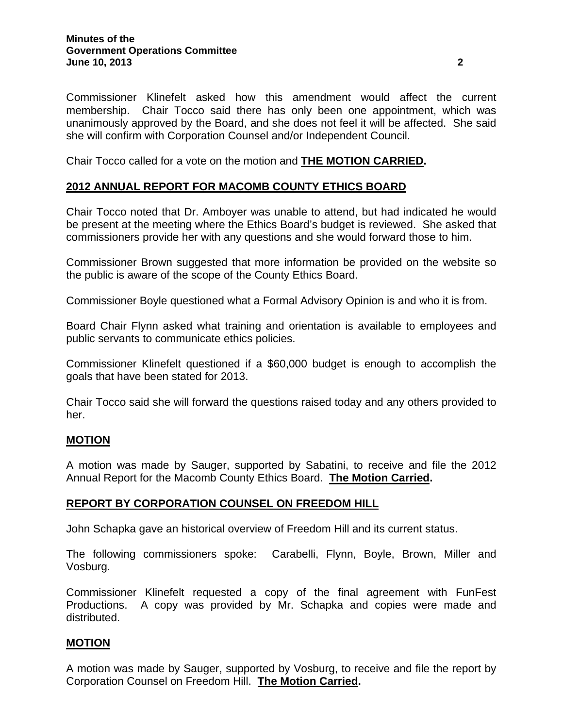Commissioner Klinefelt asked how this amendment would affect the current membership. Chair Tocco said there has only been one appointment, which was unanimously approved by the Board, and she does not feel it will be affected. She said she will confirm with Corporation Counsel and/or Independent Council.

Chair Tocco called for a vote on the motion and **THE MOTION CARRIED.**

## 2012 ANNUAL REPORT FOR MACOMB COUNTY ETHICS BOARD

Chair Tocco noted that Dr. Amboyer was unable to attend, but had indicated he would be present at the meeting where the Ethics Board's budget is reviewed. She asked that commissioners provide her with any questions and she would forward those to him.

Commissioner Brown suggested that more information be provided on the website so the public is aware of the scope of the County Ethics Board.

Commissioner Boyle questioned what a Formal Advisory Opinion is and who it is from.

Board Chair Flynn asked what training and orientation is available to employees and public servants to communicate ethics policies.

Commissioner Klinefelt questioned if a $60,000 budget is enough to accomplish the goals that have been stated for 2013.

Chair Tocco said she will forward the questions raised today and any others provided to her.

## MOTION

A motion was made by Sauger, supported by Sabatini, to receive and file the 2012 Annual Report for the Macomb County Ethics Board. **The Motion Carried.**

## REPORT BY CORPORATION COUNSEL ON FREEDOM HILL

John Schapka gave an historical overview of Freedom Hill and its current status.

The following commissioners spoke: Carabelli, Flynn, Boyle, Brown, Miller and Vosburg.

Commissioner Klinefelt requested a copy of the final agreement with FunFest Productions. A copy was provided by Mr. Schapka and copies were made and distributed.

## MOTION

A motion was made by Sauger, supported by Vosburg, to receive and file the report by Corporation Counsel on Freedom Hill. **The Motion Carried.**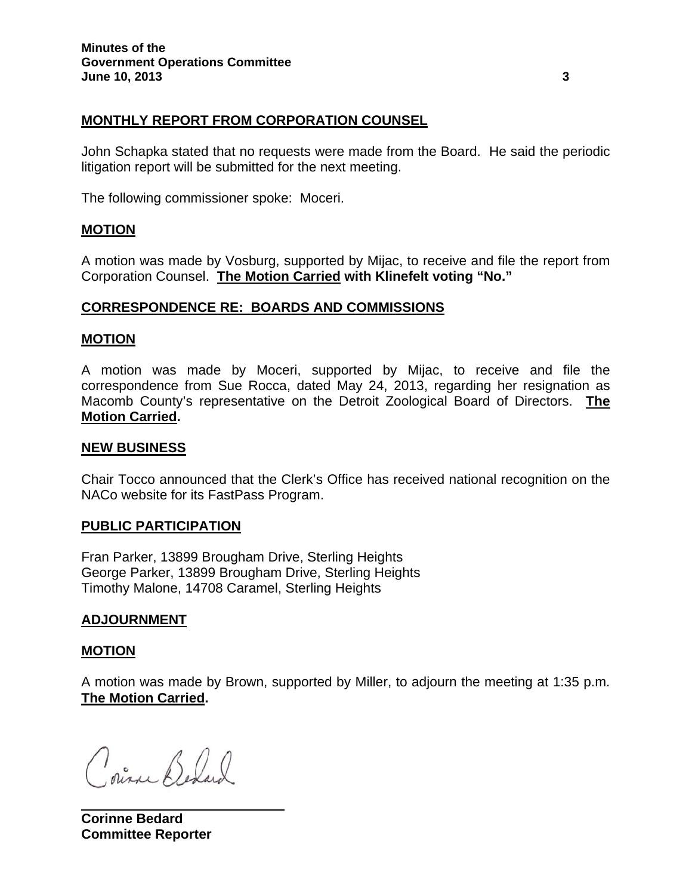**MONTHLY REPORT FROM CORPORATION COUNSEL**

John Schapka stated that no requests were made from the Board. He said the periodic litigation report will be submitted for the next meeting.

The following commissioner spoke: Moceri.

**MOTION**

A motion was made by Vosburg, supported by Mijac, to receive and file the report from Corporation Counsel. **The Motion Carried with Klinefelt voting "No."**

**CORRESPONDENCE RE: BOARDS AND COMMISSIONS**

**MOTION**

A motion was made by Moceri, supported by Mijac, to receive and file the correspondence from Sue Rocca, dated May 24, 2013, regarding her resignation as Macomb County's representative on the Detroit Zoological Board of Directors. **The Motion Carried.**

**NEW BUSINESS**

Chair Tocco announced that the Clerk's Office has received national recognition on the NACo website for its FastPass Program.

**PUBLIC PARTICIPATION**

Fran Parker, 13899 Brougham Drive, Sterling Heights
George Parker, 13899 Brougham Drive, Sterling Heights
Timothy Malone, 14708 Caramel, Sterling Heights

**ADJOURNMENT**

**MOTION**

A motion was made by Brown, supported by Miller, to adjourn the meeting at 1:35 p.m. **The Motion Carried.**

Corinne Bedard

**Corinne Bedard**
**Committee Reporter**